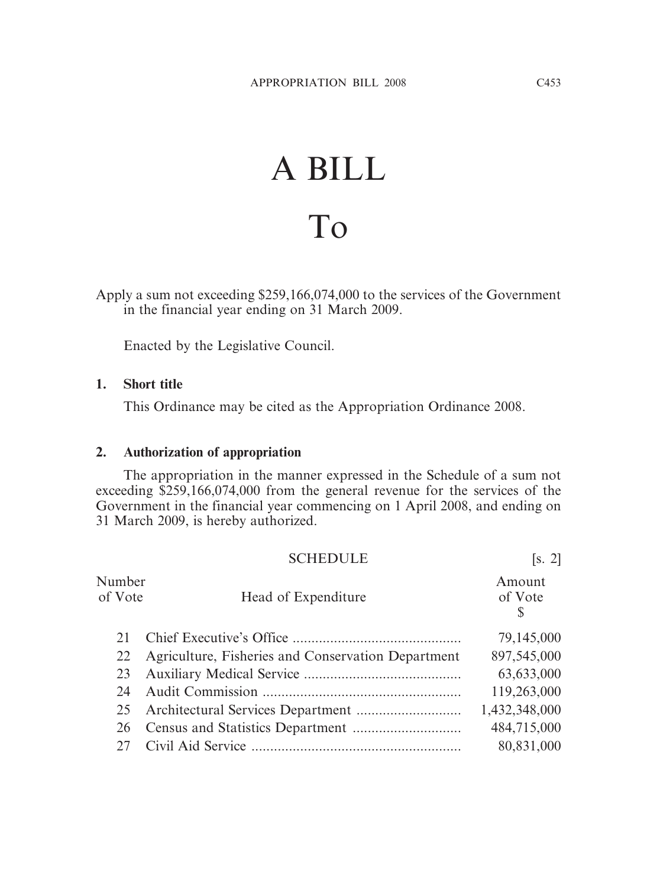# A BILL

# To

Apply a sum not exceeding $259,166,074,000 to the services of the Government in the financial year ending on 31 March 2009.

Enacted by the Legislative Council.

**1. Short title**

This Ordinance may be cited as the Appropriation Ordinance 2008.

**2. Authorization of appropriation**

The appropriation in the manner expressed in the Schedule of a sum not exceeding $259,166,074,000 from the general revenue for the services of the Government in the financial year commencing on 1 April 2008, and ending on 31 March 2009, is hereby authorized.

SCHEDULE [s. 2]

| Number of Vote | Head of Expenditure | Amount of Vote $ |
|---|---|---|
| 21 | Chief Executive's Office | 79,145,000 |
| 22 | Agriculture, Fisheries and Conservation Department | 897,545,000 |
| 23 | Auxiliary Medical Service | 63,633,000 |
| 24 | Audit Commission | 119,263,000 |
| 25 | Architectural Services Department | 1,432,348,000 |
| 26 | Census and Statistics Department | 484,715,000 |
| 27 | Civil Aid Service | 80,831,000 |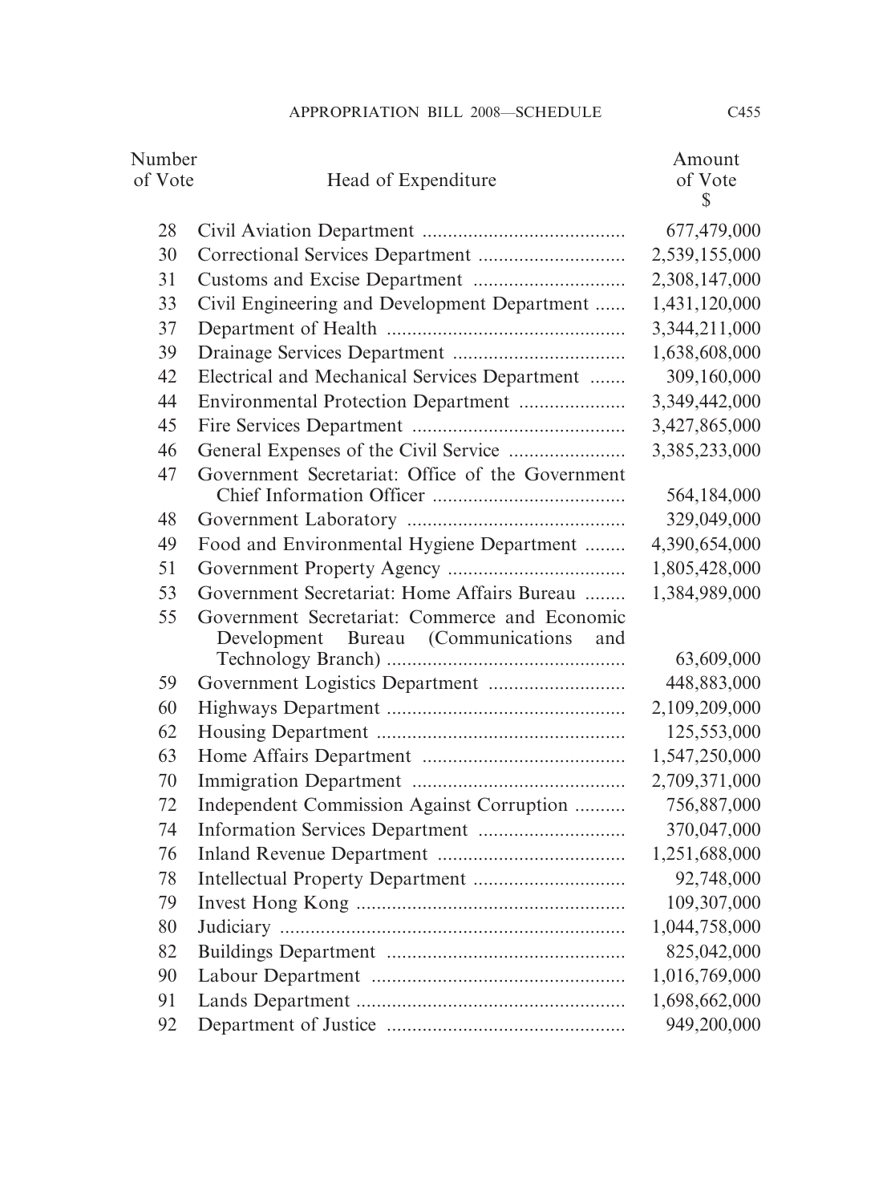| Number of Vote | Head of Expenditure | Amount of Vote $ |
|---|---|---|
| 28 | Civil Aviation Department | 677,479,000 |
| 30 | Correctional Services Department | 2,539,155,000 |
| 31 | Customs and Excise Department | 2,308,147,000 |
| 33 | Civil Engineering and Development Department | 1,431,120,000 |
| 37 | Department of Health | 3,344,211,000 |
| 39 | Drainage Services Department | 1,638,608,000 |
| 42 | Electrical and Mechanical Services Department | 309,160,000 |
| 44 | Environmental Protection Department | 3,349,442,000 |
| 45 | Fire Services Department | 3,427,865,000 |
| 46 | General Expenses of the Civil Service | 3,385,233,000 |
| 47 | Government Secretariat: Office of the Government Chief Information Officer | 564,184,000 |
| 48 | Government Laboratory | 329,049,000 |
| 49 | Food and Environmental Hygiene Department | 4,390,654,000 |
| 51 | Government Property Agency | 1,805,428,000 |
| 53 | Government Secretariat: Home Affairs Bureau | 1,384,989,000 |
| 55 | Government Secretariat: Commerce and Economic Development Bureau (Communications and Technology Branch) | 63,609,000 |
| 59 | Government Logistics Department | 448,883,000 |
| 60 | Highways Department | 2,109,209,000 |
| 62 | Housing Department | 125,553,000 |
| 63 | Home Affairs Department | 1,547,250,000 |
| 70 | Immigration Department | 2,709,371,000 |
| 72 | Independent Commission Against Corruption | 756,887,000 |
| 74 | Information Services Department | 370,047,000 |
| 76 | Inland Revenue Department | 1,251,688,000 |
| 78 | Intellectual Property Department | 92,748,000 |
| 79 | Invest Hong Kong | 109,307,000 |
| 80 | Judiciary | 1,044,758,000 |
| 82 | Buildings Department | 825,042,000 |
| 90 | Labour Department | 1,016,769,000 |
| 91 | Lands Department | 1,698,662,000 |
| 92 | Department of Justice | 949,200,000 |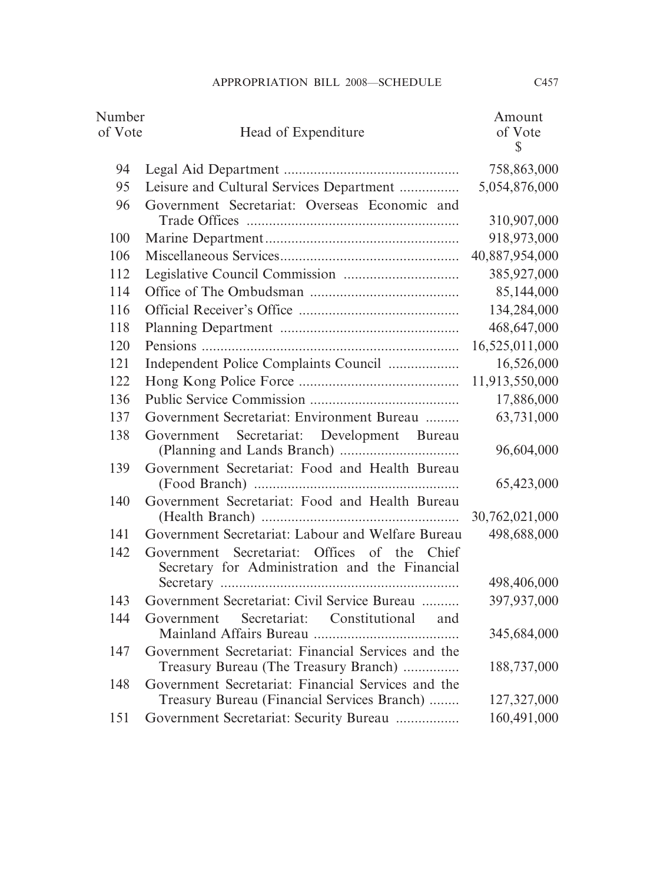| Number of Vote | Head of Expenditure | Amount of Vote $ |
|---|---|---|
| 94 | Legal Aid Department | 758,863,000 |
| 95 | Leisure and Cultural Services Department | 5,054,876,000 |
| 96 | Government Secretariat: Overseas Economic and Trade Offices | 310,907,000 |
| 100 | Marine Department | 918,973,000 |
| 106 | Miscellaneous Services | 40,887,954,000 |
| 112 | Legislative Council Commission | 385,927,000 |
| 114 | Office of The Ombudsman | 85,144,000 |
| 116 | Official Receiver's Office | 134,284,000 |
| 118 | Planning Department | 468,647,000 |
| 120 | Pensions | 16,525,011,000 |
| 121 | Independent Police Complaints Council | 16,526,000 |
| 122 | Hong Kong Police Force | 11,913,550,000 |
| 136 | Public Service Commission | 17,886,000 |
| 137 | Government Secretariat: Environment Bureau | 63,731,000 |
| 138 | Government Secretariat: Development Bureau (Planning and Lands Branch) | 96,604,000 |
| 139 | Government Secretariat: Food and Health Bureau (Food Branch) | 65,423,000 |
| 140 | Government Secretariat: Food and Health Bureau (Health Branch) | 30,762,021,000 |
| 141 | Government Secretariat: Labour and Welfare Bureau | 498,688,000 |
| 142 | Government Secretariat: Offices of the Chief Secretary for Administration and the Financial Secretary | 498,406,000 |
| 143 | Government Secretariat: Civil Service Bureau | 397,937,000 |
| 144 | Government Secretariat: Constitutional and Mainland Affairs Bureau | 345,684,000 |
| 147 | Government Secretariat: Financial Services and the Treasury Bureau (The Treasury Branch) | 188,737,000 |
| 148 | Government Secretariat: Financial Services and the Treasury Bureau (Financial Services Branch) | 127,327,000 |
| 151 | Government Secretariat: Security Bureau | 160,491,000 |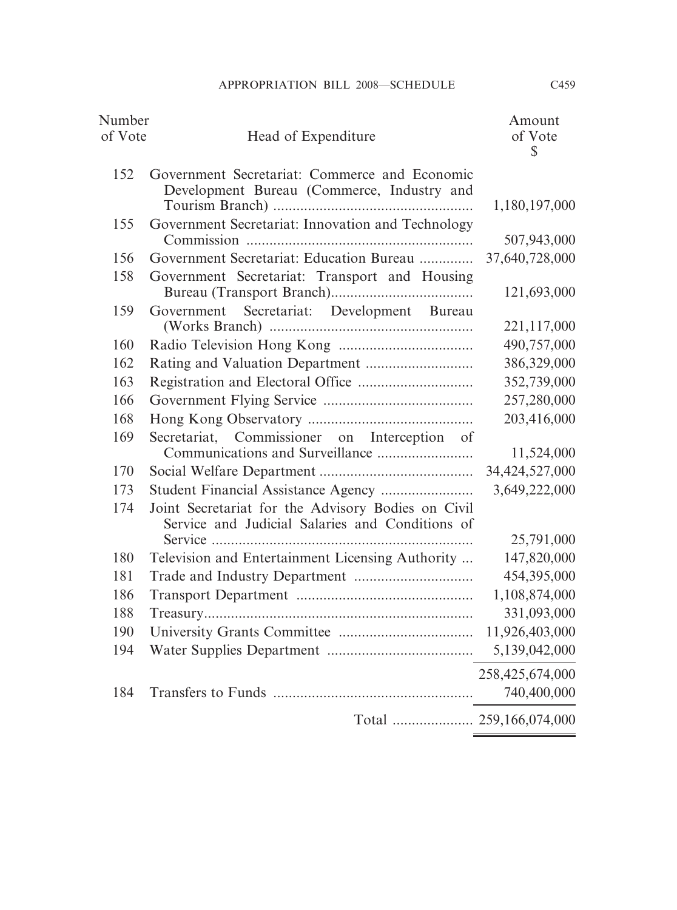| Number of Vote | Head of Expenditure | Amount of Vote $ |
|---|---|---|
| 152 | Government Secretariat: Commerce and Economic Development Bureau (Commerce, Industry and Tourism Branch) | 1,180,197,000 |
| 155 | Government Secretariat: Innovation and Technology Commission | 507,943,000 |
| 156 | Government Secretariat: Education Bureau | 37,640,728,000 |
| 158 | Government Secretariat: Transport and Housing Bureau (Transport Branch) | 121,693,000 |
| 159 | Government Secretariat: Development Bureau (Works Branch) | 221,117,000 |
| 160 | Radio Television Hong Kong | 490,757,000 |
| 162 | Rating and Valuation Department | 386,329,000 |
| 163 | Registration and Electoral Office | 352,739,000 |
| 166 | Government Flying Service | 257,280,000 |
| 168 | Hong Kong Observatory | 203,416,000 |
| 169 | Secretariat, Commissioner on Interception of Communications and Surveillance | 11,524,000 |
| 170 | Social Welfare Department | 34,424,527,000 |
| 173 | Student Financial Assistance Agency | 3,649,222,000 |
| 174 | Joint Secretariat for the Advisory Bodies on Civil Service and Judicial Salaries and Conditions of Service | 25,791,000 |
| 180 | Television and Entertainment Licensing Authority | 147,820,000 |
| 181 | Trade and Industry Department | 454,395,000 |
| 186 | Transport Department | 1,108,874,000 |
| 188 | Treasury | 331,093,000 |
| 190 | University Grants Committee | 11,926,403,000 |
| 194 | Water Supplies Department | 5,139,042,000 |
| | | 258,425,674,000 |
| 184 | Transfers to Funds | 740,400,000 |
| | Total | 259,166,074,000 |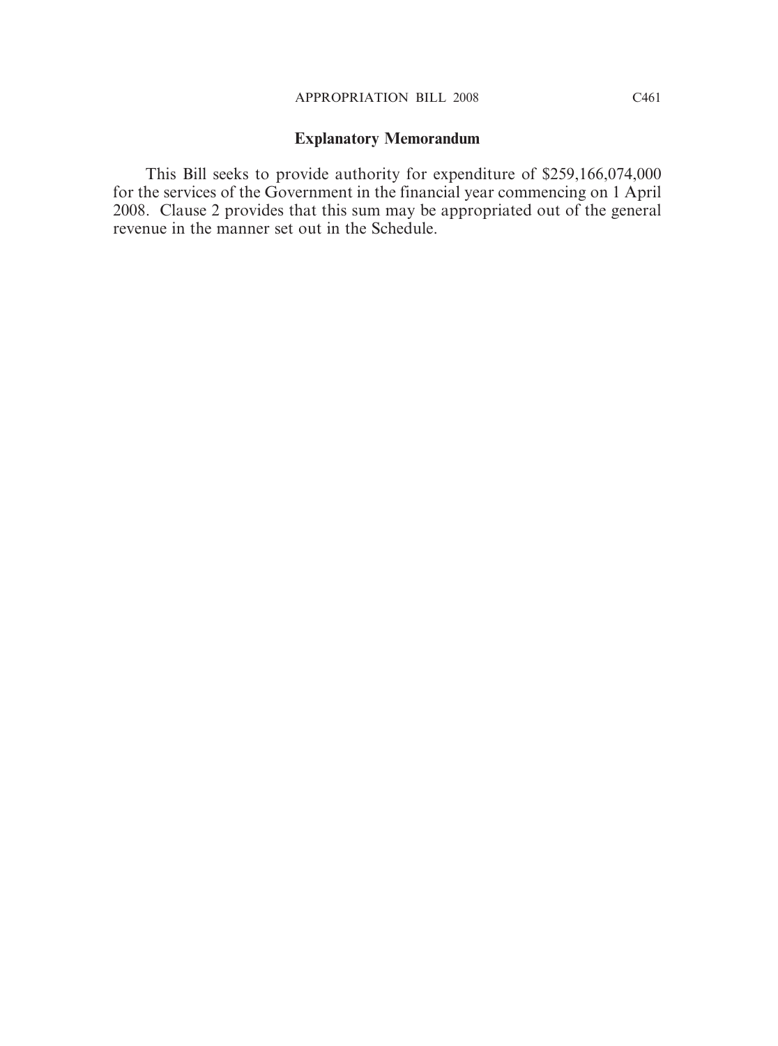## Explanatory Memorandum

This Bill seeks to provide authority for expenditure of $259,166,074,000 for the services of the Government in the financial year commencing on 1 April 2008. Clause 2 provides that this sum may be appropriated out of the general revenue in the manner set out in the Schedule.